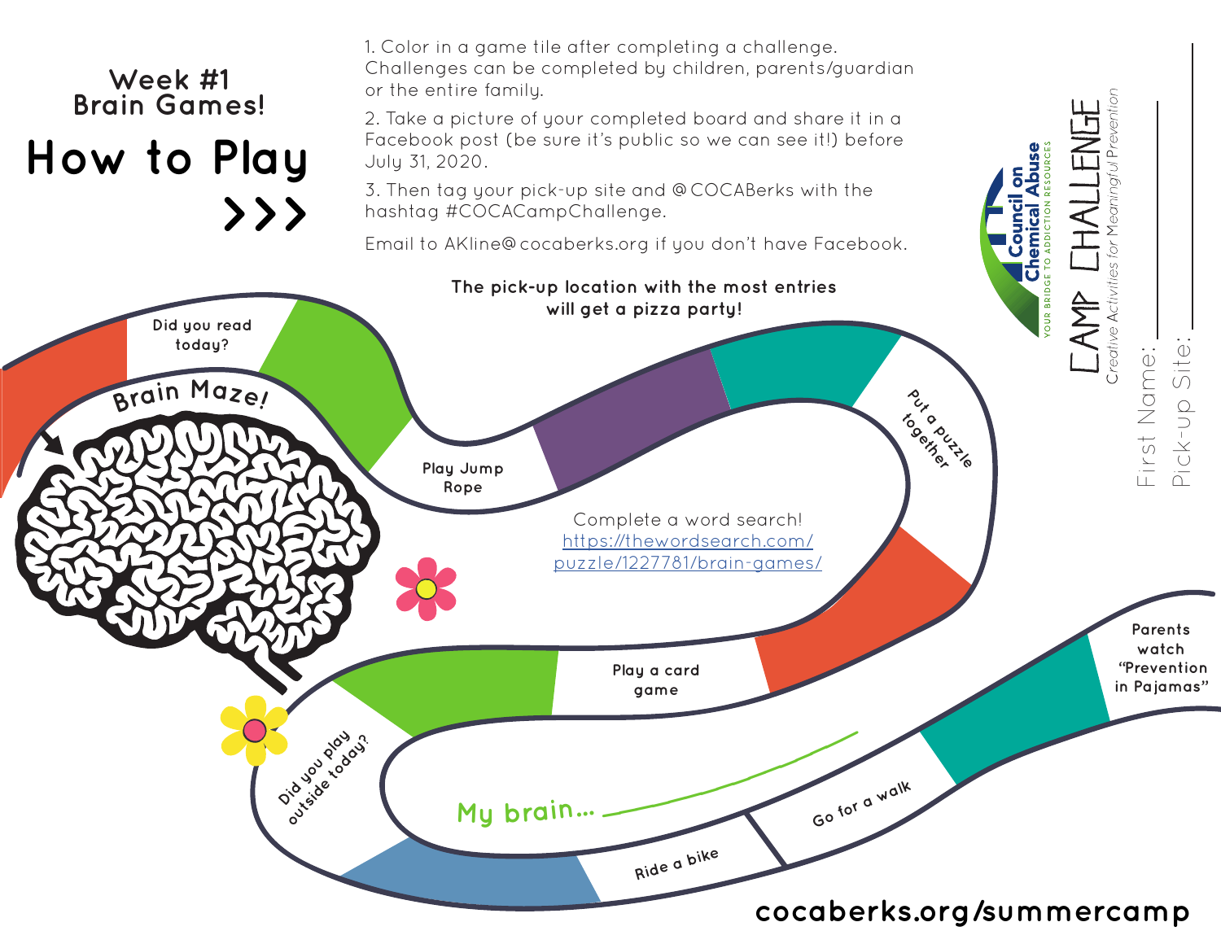## Week #1
## Brain Games!

# How to Play

>>>

1. Color in a game tile after completing a challenge. Challenges can be completed by children, parents/guardian or the entire family.
2. Take a picture of your completed board and share it in a Facebook post (be sure it's public so we can see it!) before July 31, 2020.
3. Then tag your pick-up site and @COCABerks with the hashtag #COCACampChallenge.

Email to AKline@cocaberks.org if you don't have Facebook.

**The pick-up location with the most entries will get a pizza party!**

Council on Chemical Abuse
YOUR BRIDGE TO ADDICTION RESOURCES

CAMP CHALLENGE
*Creative Activities for Meaningful Prevention*

First Name: ____________

Pick-up Site: ____________

**Brain Maze!**

**Did you read today?**

**Play Jump Rope**

**Put a puzzle together**

Complete a word search!
https://thewordsearch.com/puzzle/1227781/brain-games/

**Play a card game**

**Parents watch "Prevention in Pajamas"**

**Did you play outside today?**

**My brain...** ____________

**Ride a bike**

**Go for a walk**

**cocaberks.org/summercamp**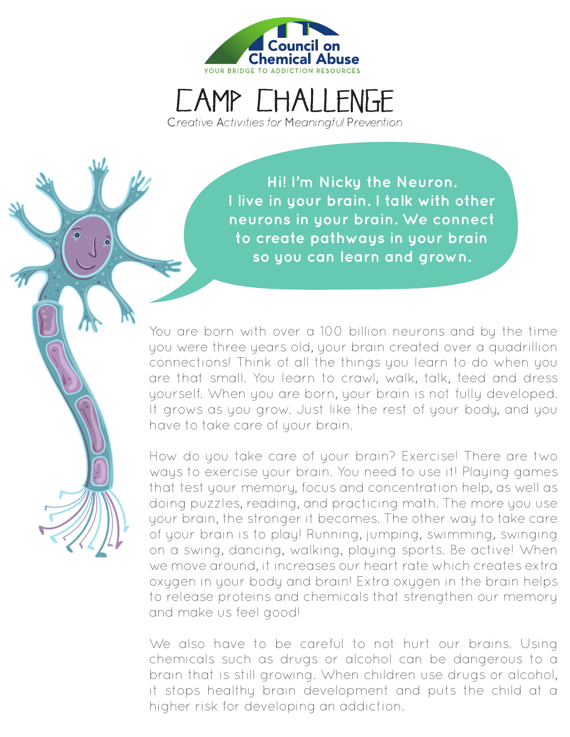Council on Chemical Abuse

YOUR BRIDGE TO ADDICTION RESOURCES

# CAMP CHALLENGE

*Creative Activities for Meaningful Prevention*

**Hi! I'm Nicky the Neuron. I live in your brain. I talk with other neurons in your brain. We connect to create pathways in your brain so you can learn and grown.**

You are born with over a 100 billion neurons and by the time you were three years old, your brain created over a quadrillion connections! Think of all the things you learn to do when you are that small. You learn to crawl, walk, talk, feed and dress yourself. When you are born, your brain is not fully developed. It grows as you grow. Just like the rest of your body, and you have to take care of your brain.

How do you take care of your brain? Exercise! There are two ways to exercise your brain. You need to use it! Playing games that test your memory, focus and concentration help, as well as doing puzzles, reading, and practicing math. The more you use your brain, the stronger it becomes. The other way to take care of your brain is to play! Running, jumping, swimming, swinging on a swing, dancing, walking, playing sports. Be active! When we move around, it increases our heart rate which creates extra oxygen in your body and brain! Extra oxygen in the brain helps to release proteins and chemicals that strengthen our memory and make us feel good!

We also have to be careful to not hurt our brains. Using chemicals such as drugs or alcohol can be dangerous to a brain that is still growing. When children use drugs or alcohol, it stops healthy brain development and puts the child at a higher risk for developing an addiction.